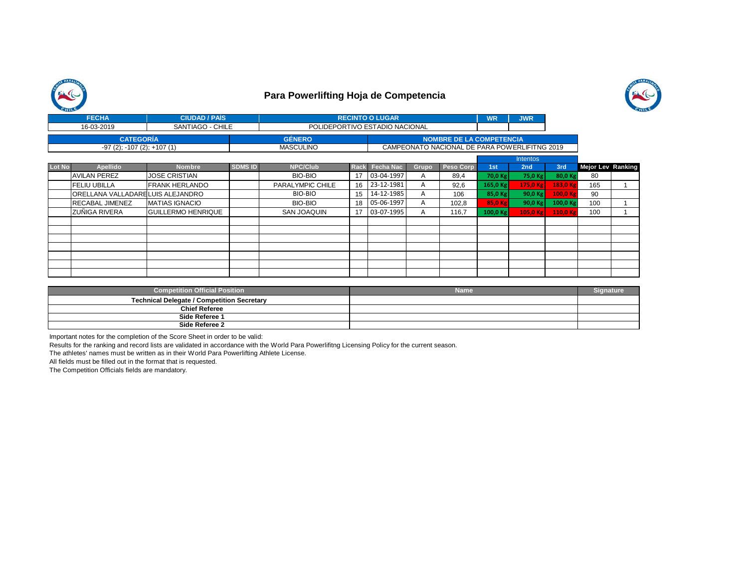# Para Powerlifting Hoja de Competencia

| FECHA | CIUDAD / PAÍS | RECINTO O LUGAR | WR | JWR |
|---|---|---|---|---|
| 16-03-2019 | SANTIAGO - CHILE | POLIDEPORTIVO ESTADIO NACIONAL | | |

| CATEGORÍA | GÉNERO | NOMBRE DE LA COMPETENCIA |
|---|---|---|
| -97 (2); -107 (2); +107 (1) | MASCULINO | CAMPEONATO NACIONAL DE PARA POWERLIFITNG 2019 |

| | | | | | | | | | Intentos | | | | |
|---|---|---|---|---|---|---|---|---|---|---|---|---|---|
| Lot No | Apellido | Nombre | SDMS ID | NPC/Club | Rack | Fecha Nac | Grupo | Peso Corp | 1st | 2nd | 3rd | Mejor Lev | Ranking |
| | AVILAN PEREZ | JOSE CRISTIAN | | BIO-BIO | 17 | 03-04-1997 | A | 89,4 | 70,0 Kg | 75,0 Kg | 80,0 Kg | 80 | |
| | FELIU UBILLA | FRANK HERLANDO | | PARALYMPIC CHILE | 16 | 23-12-1981 | A | 92,6 | 165,0 Kg | 175,0 Kg | 183,0 Kg | 165 | 1 |
| | ORELLANA VALLADARE | LUIS ALEJANDRO | | BIO-BIO | 15 | 14-12-1985 | A | 106 | 85,0 Kg | 90,0 Kg | 100,0 Kg | 90 | |
| | RECABAL JIMENEZ | MATIAS IGNACIO | | BIO-BIO | 18 | 05-06-1997 | A | 102,8 | 85,0 Kg | 90,0 Kg | 100,0 Kg | 100 | 1 |
| | ZUÑIGA RIVERA | GUILLERMO HENRIQUE | | SAN JOAQUIN | 17 | 03-07-1995 | A | 116,7 | 100,0 Kg | 105,0 Kg | 110,0 Kg | 100 | 1 |
| | | | | | | | | | | | | | |
| | | | | | | | | | | | | | |
| | | | | | | | | | | | | | |
| | | | | | | | | | | | | | |
| | | | | | | | | | | | | | |
| | | | | | | | | | | | | | |
| | | | | | | | | | | | | | |

| Competition Official Position | Name | Signature |
|---|---|---|
| **Technical Delegate / Competition Secretary** | | |
| **Chief Referee** | | |
| **Side Referee 1** | | |
| **Side Referee 2** | | |

Important notes for the completion of the Score Sheet in order to be valid:

Results for the ranking and record lists are validated in accordance with the World Para Powerlifitng Licensing Policy for the current season.

The athletes' names must be written as in their World Para Powerlifting Athlete License.

All fields must be filled out in the format that is requested.

The Competition Officials fields are mandatory.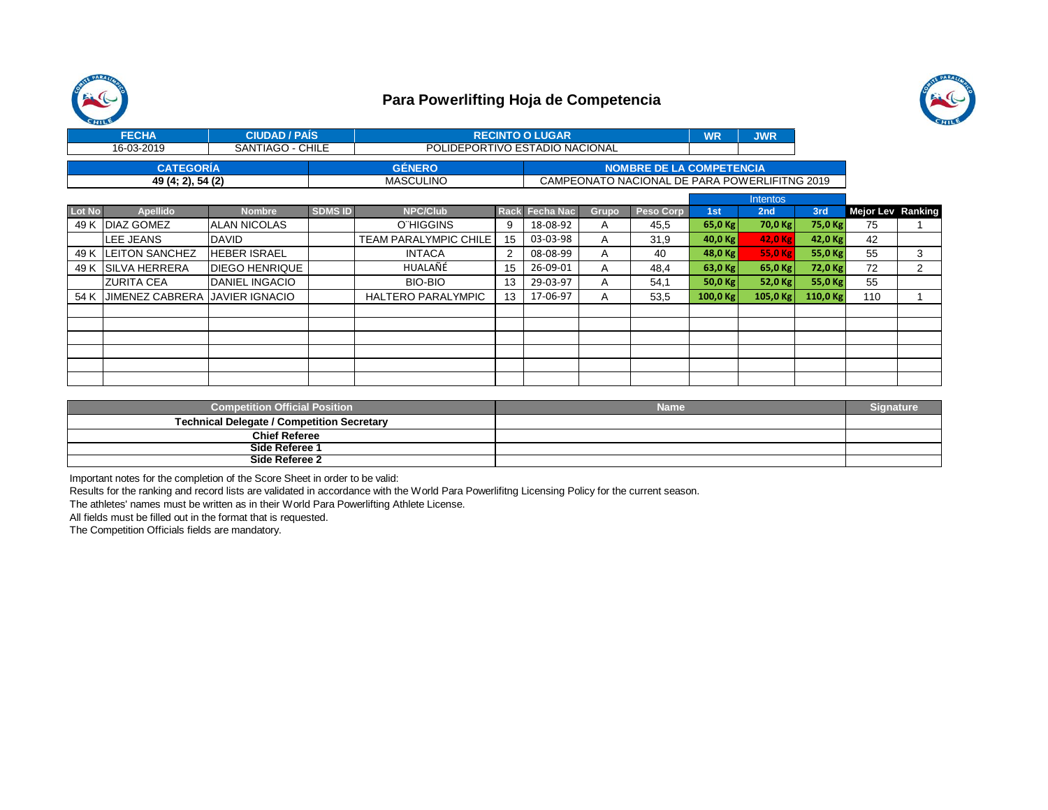# Para Powerlifting Hoja de Competencia

| FECHA | CIUDAD / PAÍS | RECINTO O LUGAR | WR | JWR |
|---|---|---|---|---|
| 16-03-2019 | SANTIAGO - CHILE | POLIDEPORTIVO ESTADIO NACIONAL | | |

| CATEGORÍA | GÉNERO | NOMBRE DE LA COMPETENCIA |
|---|---|---|
| 49 (4; 2), 54 (2) | MASCULINO | CAMPEONATO NACIONAL DE PARA POWERLIFITNG 2019 |

| | | | | | | | | | Intentos | | | | |
|---|---|---|---|---|---|---|---|---|---|---|---|---|---|
| Lot No | Apellido | Nombre | SDMS ID | NPC/Club | Rack | Fecha Nac | Grupo | Peso Corp | 1st | 2nd | 3rd | Mejor Lev | Ranking |
| 49 K | DIAZ GOMEZ | ALAN NICOLAS | | O¨HIGGINS | 9 | 18-08-92 | A | 45,5 | 65,0 Kg | 70,0 Kg | 75,0 Kg | 75 | 1 |
| | LEE JEANS | DAVID | | TEAM PARALYMPIC CHILE | 15 | 03-03-98 | A | 31,9 | 40,0 Kg | 42,0 Kg | 42,0 Kg | 42 | |
| 49 K | LEITON SANCHEZ | HEBER ISRAEL | | INTACA | 2 | 08-08-99 | A | 40 | 48,0 Kg | 55,0 Kg | 55,0 Kg | 55 | 3 |
| 49 K | SILVA HERRERA | DIEGO HENRIQUE | | HUALAÑÉ | 15 | 26-09-01 | A | 48,4 | 63,0 Kg | 65,0 Kg | 72,0 Kg | 72 | 2 |
| | ZURITA CEA | DANIEL INGACIO | | BIO-BIO | 13 | 29-03-97 | A | 54,1 | 50,0 Kg | 52,0 Kg | 55,0 Kg | 55 | |
| 54 K | JIMENEZ CABRERA | JAVIER IGNACIO | | HALTERO PARALYMPIC | 13 | 17-06-97 | A | 53,5 | 100,0 Kg | 105,0 Kg | 110,0 Kg | 110 | 1 |

| Competition Official Position | Name | Signature |
|---|---|---|
| **Technical Delegate / Competition Secretary** | | |
| **Chief Referee** | | |
| **Side Referee 1** | | |
| **Side Referee 2** | | |

Important notes for the completion of the Score Sheet in order to be valid:

Results for the ranking and record lists are validated in accordance with the World Para Powerlifitng Licensing Policy for the current season.

The athletes' names must be written as in their World Para Powerlifting Athlete License.

All fields must be filled out in the format that is requested.

The Competition Officials fields are mandatory.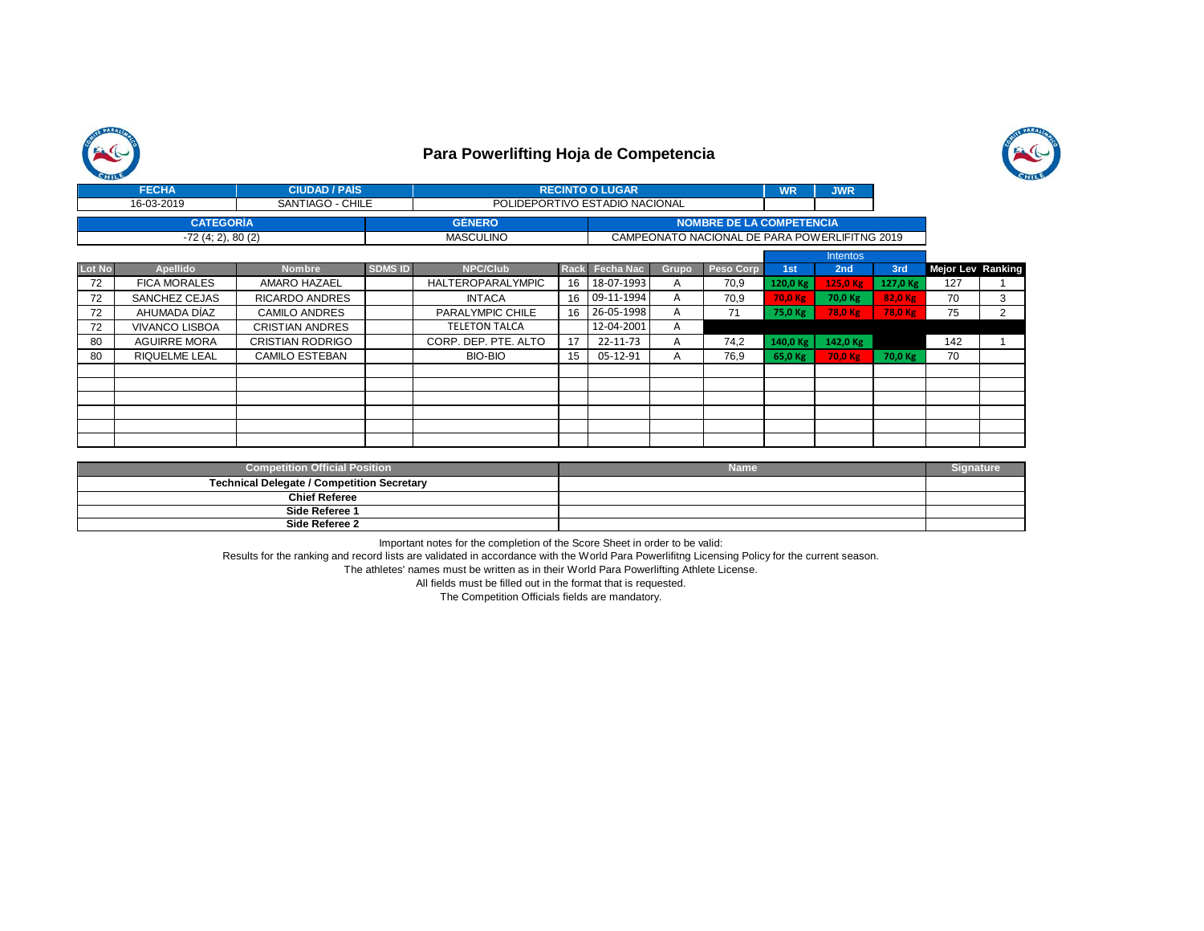# Para Powerlifting Hoja de Competencia

| FECHA | CIUDAD / PAÍS | RECINTO O LUGAR | WR | JWR |
|---|---|---|---|---|
| 16-03-2019 | SANTIAGO - CHILE | POLIDEPORTIVO ESTADIO NACIONAL | | |

| CATEGORÍA | GÉNERO | NOMBRE DE LA COMPETENCIA |
|---|---|---|
| -72 (4; 2), 80 (2) | MASCULINO | CAMPEONATO NACIONAL DE PARA POWERLIFITNG 2019 |

| Lot No | Apellido | Nombre | SDMS ID | NPC/Club | Rack | Fecha Nac | Grupo | Peso Corp | Intentos 1st | 2nd | 3rd | Mejor Lev | Ranking |
|---|---|---|---|---|---|---|---|---|---|---|---|---|---|
| 72 | FICA MORALES | AMARO HAZAEL | | HALTEROPARALYMPIC | 16 | 18-07-1993 | A | 70,9 | 120,0 Kg | 125,0 Kg | 127,0 Kg | 127 | 1 |
| 72 | SANCHEZ CEJAS | RICARDO ANDRES | | INTACA | 16 | 09-11-1994 | A | 70,9 | 70,0 Kg | 70,0 Kg | 82,0 Kg | 70 | 3 |
| 72 | AHUMADA DÍAZ | CAMILO ANDRES | | PARALYMPIC CHILE | 16 | 26-05-1998 | A | 71 | 75,0 Kg | 78,0 Kg | 78,0 Kg | 75 | 2 |
| 72 | VIVANCO LISBOA | CRISTIAN ANDRES | | TELETON TALCA | | 12-04-2001 | A | | | | | | |
| 80 | AGUIRRE MORA | CRISTIAN RODRIGO | | CORP. DEP. PTE. ALTO | 17 | 22-11-73 | A | 74,2 | 140,0 Kg | 142,0 Kg | | 142 | 1 |
| 80 | RIQUELME LEAL | CAMILO ESTEBAN | | BIO-BIO | 15 | 05-12-91 | A | 76,9 | 65,0 Kg | 70,0 Kg | 70,0 Kg | 70 | |

| Competition Official Position | Name | Signature |
|---|---|---|
| Technical Delegate / Competition Secretary | | |
| Chief Referee | | |
| Side Referee 1 | | |
| Side Referee 2 | | |

Important notes for the completion of the Score Sheet in order to be valid:

Results for the ranking and record lists are validated in accordance with the World Para Powerlifitng Licensing Policy for the current season.

The athletes' names must be written as in their World Para Powerlifting Athlete License.

All fields must be filled out in the format that is requested.

The Competition Officials fields are mandatory.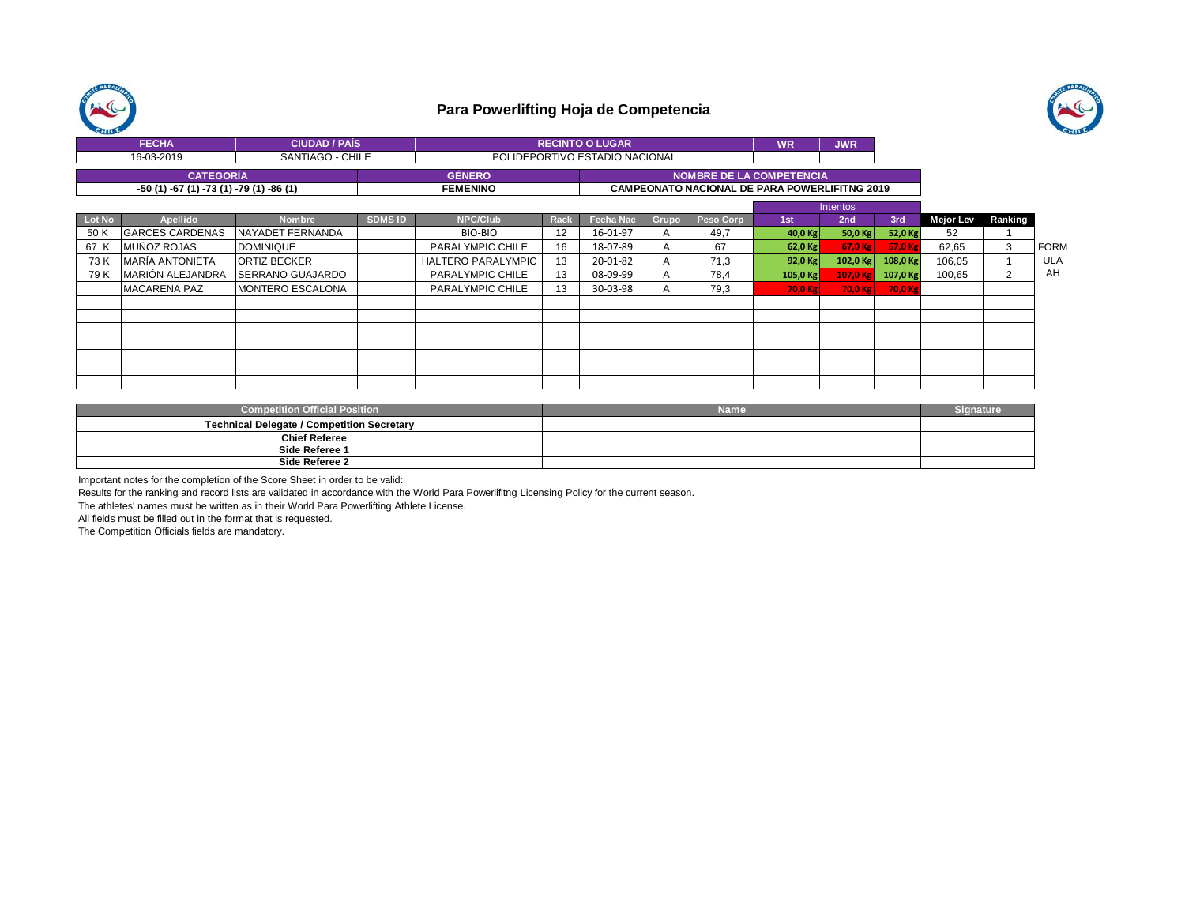# Para Powerlifting Hoja de Competencia

| FECHA | CIUDAD / PAÍS | RECINTO O LUGAR | WR | JWR |
|---|---|---|---|---|
| 16-03-2019 | SANTIAGO - CHILE | POLIDEPORTIVO ESTADIO NACIONAL | | |

| CATEGORÍA | GÉNERO | NOMBRE DE LA COMPETENCIA |
|---|---|---|
| -50 (1) -67 (1) -73 (1) -79 (1) -86 (1) | FEMENINO | CAMPEONATO NACIONAL DE PARA POWERLIFITNG 2019 |

| Lot No | Apellido | Nombre | SDMS ID | NPC/Club | Rack | Fecha Nac | Grupo | Peso Corp | Intentos 1st | 2nd | 3rd | Mejor Lev | Ranking |
|---|---|---|---|---|---|---|---|---|---|---|---|---|---|
| 50 K | GARCES CARDENAS | NAYADET FERNANDA | | BIO-BIO | 12 | 16-01-97 | A | 49,7 | 40,0 Kg | 50,0 Kg | 52,0 Kg | 52 | 1 |
| 67 K | MUÑOZ ROJAS | DOMINIQUE | | PARALYMPIC CHILE | 16 | 18-07-89 | A | 67 | 62,0 Kg | 67,0 Kg | 67,0 Kg | 62,65 | 3 |
| 73 K | MARÍA ANTONIETA | ORTIZ BECKER | | HALTERO PARALYMPIC | 13 | 20-01-82 | A | 71,3 | 92,0 Kg | 102,0 Kg | 108,0 Kg | 106,05 | 1 |
| 79 K | MARIÓN ALEJANDRA | SERRANO GUAJARDO | | PARALYMPIC CHILE | 13 | 08-09-99 | A | 78,4 | 105,0 Kg | 107,0 Kg | 107,0 Kg | 100,65 | 2 |
| | MACARENA PAZ | MONTERO ESCALONA | | PARALYMPIC CHILE | 13 | 30-03-98 | A | 79,3 | 70,0 Kg | 70,0 Kg | 70,0 Kg | | |

FORMULA H

| Competition Official Position | Name | Signature |
|---|---|---|
| Technical Delegate / Competition Secretary | | |
| Chief Referee | | |
| Side Referee 1 | | |
| Side Referee 2 | | |

Important notes for the completion of the Score Sheet in order to be valid:

Results for the ranking and record lists are validated in accordance with the World Para Powerlifitng Licensing Policy for the current season.

The athletes' names must be written as in their World Para Powerlifting Athlete License.

All fields must be filled out in the format that is requested.

The Competition Officials fields are mandatory.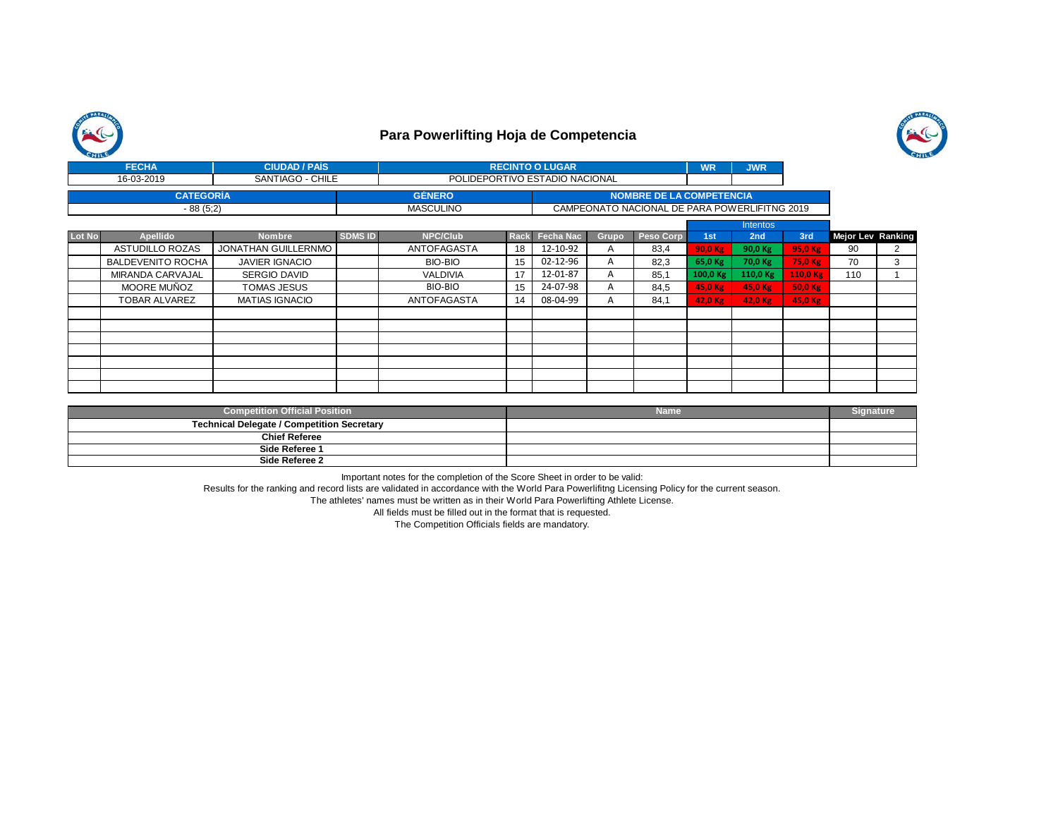# Para Powerlifting Hoja de Competencia

| FECHA | CIUDAD / PAÍS | RECINTO O LUGAR | WR | JWR |
|---|---|---|---|---|
| 16-03-2019 | SANTIAGO - CHILE | POLIDEPORTIVO ESTADIO NACIONAL | | |

| CATEGORÍA | GÉNERO | NOMBRE DE LA COMPETENCIA |
|---|---|---|
| - 88 (5;2) | MASCULINO | CAMPEONATO NACIONAL DE PARA POWERLIFITNG 2019 |

| Lot No | Apellido | Nombre | SDMS ID | NPC/Club | Rack | Fecha Nac | Grupo | Peso Corp | Intentos 1st | 2nd | 3rd | Mejor Lev | Ranking |
|---|---|---|---|---|---|---|---|---|---|---|---|---|---|
| | ASTUDILLO ROZAS | JONATHAN GUILLERNMO | | ANTOFAGASTA | 18 | 12-10-92 | A | 83,4 | 90,0 Kg | 90,0 Kg | 95,0 Kg | 90 | 2 |
| | BALDEVENITO ROCHA | JAVIER IGNACIO | | BIO-BIO | 15 | 02-12-96 | A | 82,3 | 65,0 Kg | 70,0 Kg | 75,0 Kg | 70 | 3 |
| | MIRANDA CARVAJAL | SERGIO DAVID | | VALDIVIA | 17 | 12-01-87 | A | 85,1 | 100,0 Kg | 110,0 Kg | 110,0 Kg | 110 | 1 |
| | MOORE MUÑOZ | TOMAS JESUS | | BIO-BIO | 15 | 24-07-98 | A | 84,5 | 45,0 Kg | 45,0 Kg | 50,0 Kg | | |
| | TOBAR ALVAREZ | MATIAS IGNACIO | | ANTOFAGASTA | 14 | 08-04-99 | A | 84,1 | 42,0 Kg | 42,0 Kg | 45,0 Kg | | |

| Competition Official Position | Name | Signature |
|---|---|---|
| **Technical Delegate / Competition Secretary** | | |
| **Chief Referee** | | |
| **Side Referee 1** | | |
| **Side Referee 2** | | |

Important notes for the completion of the Score Sheet in order to be valid:

Results for the ranking and record lists are validated in accordance with the World Para Powerlifitng Licensing Policy for the current season.

The athletes' names must be written as in their World Para Powerlifting Athlete License.

All fields must be filled out in the format that is requested.

The Competition Officials fields are mandatory.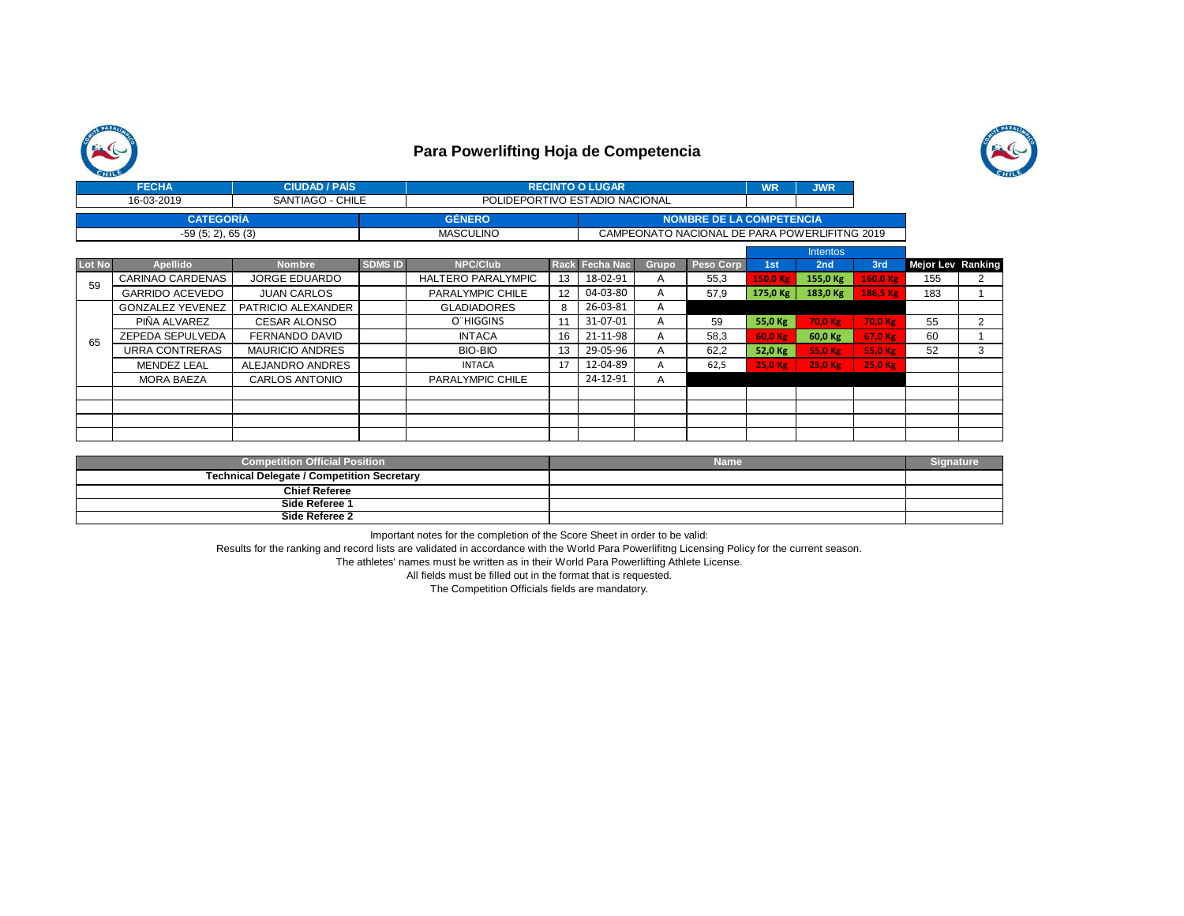# Para Powerlifting Hoja de Competencia

| FECHA | CIUDAD / PAÍS | RECINTO O LUGAR | WR | JWR |
|---|---|---|---|---|
| 16-03-2019 | SANTIAGO - CHILE | POLIDEPORTIVO ESTADIO NACIONAL | | |

| CATEGORÍA | GÉNERO | NOMBRE DE LA COMPETENCIA |
|---|---|---|
| -59 (5; 2), 65 (3) | MASCULINO | CAMPEONATO NACIONAL DE PARA POWERLIFITNG 2019 |

| Lot No | Apellido | Nombre | SDMS ID | NPC/Club | Rack | Fecha Nac | Grupo | Peso Corp | Intentos 1st | 2nd | 3rd | Mejor Lev | Ranking |
|---|---|---|---|---|---|---|---|---|---|---|---|---|---|
| 59 | CARINAO CARDENAS | JORGE EDUARDO | | HALTERO PARALYMPIC | 13 | 18-02-91 | A | 55,3 | 150,0 Kg | 155,0 Kg | 160,0 Kg | 155 | 2 |
| | GARRIDO ACEVEDO | JUAN CARLOS | | PARALYMPIC CHILE | 12 | 04-03-80 | A | 57,9 | 175,0 Kg | 183,0 Kg | 186,5 Kg | 183 | 1 |
| 65 | GONZALEZ YEVENEZ | PATRICIO ALEXANDER | | GLADIADORES | 8 | 26-03-81 | A | | | | | | |
| | PIÑA ALVAREZ | CESAR ALONSO | | O¨HIGGINS | 11 | 31-07-01 | A | 59 | 55,0 Kg | 70,0 Kg | 70,0 Kg | 55 | 2 |
| | ZEPEDA SEPULVEDA | FERNANDO DAVID | | INTACA | 16 | 21-11-98 | A | 58,3 | 60,0 Kg | 60,0 Kg | 67,0 Kg | 60 | 1 |
| | URRA CONTRERAS | MAURICIO ANDRES | | BIO-BIO | 13 | 29-05-96 | A | 62,2 | 52,0 Kg | 55,0 Kg | 55,0 Kg | 52 | 3 |
| | MENDEZ LEAL | ALEJANDRO ANDRES | | INTACA | 17 | 12-04-89 | A | 62,5 | 25,0 Kg | 25,0 Kg | 25,0 Kg | | |
| | MORA BAEZA | CARLOS ANTONIO | | PARALYMPIC CHILE | | 24-12-91 | A | | | | | | |

| Competition Official Position | Name | Signature |
|---|---|---|
| Technical Delegate / Competition Secretary | | |
| Chief Referee | | |
| Side Referee 1 | | |
| Side Referee 2 | | |

Important notes for the completion of the Score Sheet in order to be valid:

Results for the ranking and record lists are validated in accordance with the World Para Powerlifitng Licensing Policy for the current season.

The athletes' names must be written as in their World Para Powerlifting Athlete License.

All fields must be filled out in the format that is requested.

The Competition Officials fields are mandatory.